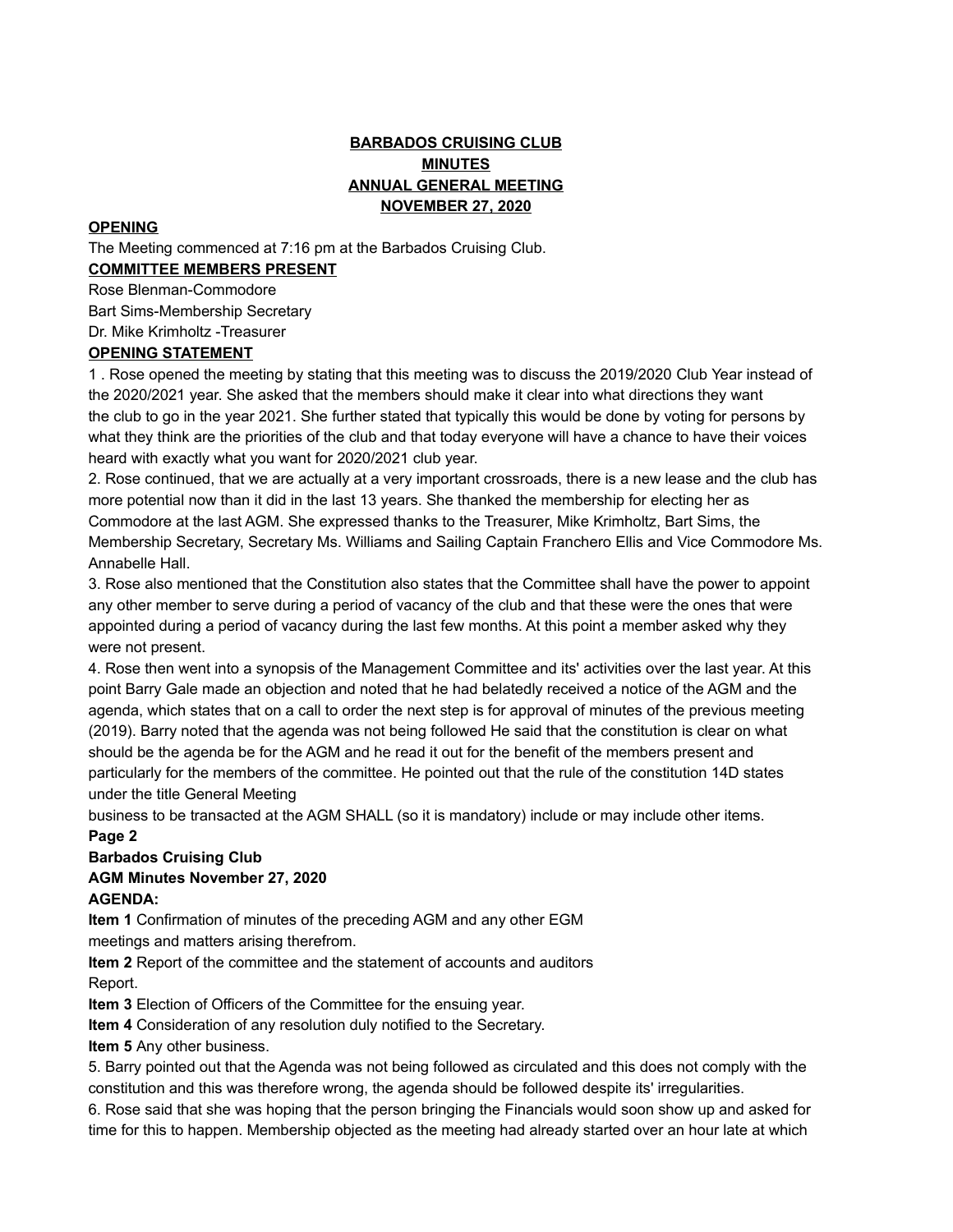**BARBADOS CRUISING CLUB**
**MINUTES**
**ANNUAL GENERAL MEETING**
**NOVEMBER 27, 2020**

**OPENING**

The Meeting commenced at 7:16 pm at the Barbados Cruising Club.

**COMMITTEE MEMBERS PRESENT**

Rose Blenman-Commodore
Bart Sims-Membership Secretary
Dr. Mike Krimholtz -Treasurer

**OPENING STATEMENT**

1 . Rose opened the meeting by stating that this meeting was to discuss the 2019/2020 Club Year instead of the 2020/2021 year. She asked that the members should make it clear into what directions they want the club to go in the year 2021. She further stated that typically this would be done by voting for persons by what they think are the priorities of the club and that today everyone will have a chance to have their voices heard with exactly what you want for 2020/2021 club year.

2. Rose continued, that we are actually at a very important crossroads, there is a new lease and the club has more potential now than it did in the last 13 years. She thanked the membership for electing her as Commodore at the last AGM. She expressed thanks to the Treasurer, Mike Krimholtz, Bart Sims, the Membership Secretary, Secretary Ms. Williams and Sailing Captain Franchero Ellis and Vice Commodore Ms. Annabelle Hall.

3. Rose also mentioned that the Constitution also states that the Committee shall have the power to appoint any other member to serve during a period of vacancy of the club and that these were the ones that were appointed during a period of vacancy during the last few months. At this point a member asked why they were not present.

4. Rose then went into a synopsis of the Management Committee and its' activities over the last year. At this point Barry Gale made an objection and noted that he had belatedly received a notice of the AGM and the agenda, which states that on a call to order the next step is for approval of minutes of the previous meeting (2019). Barry noted that the agenda was not being followed He said that the constitution is clear on what should be the agenda be for the AGM and he read it out for the benefit of the members present and particularly for the members of the committee. He pointed out that the rule of the constitution 14D states under the title General Meeting

business to be transacted at the AGM SHALL (so it is mandatory) include or may include other items.

**AGENDA:**

**Item 1** Confirmation of minutes of the preceding AGM and any other EGM meetings and matters arising therefrom.

**Item 2** Report of the committee and the statement of accounts and auditors Report.

**Item 3** Election of Officers of the Committee for the ensuing year.

**Item 4** Consideration of any resolution duly notified to the Secretary.

**Item 5** Any other business.

5. Barry pointed out that the Agenda was not being followed as circulated and this does not comply with the constitution and this was therefore wrong, the agenda should be followed despite its' irregularities.

6. Rose said that she was hoping that the person bringing the Financials would soon show up and asked for time for this to happen. Membership objected as the meeting had already started over an hour late at which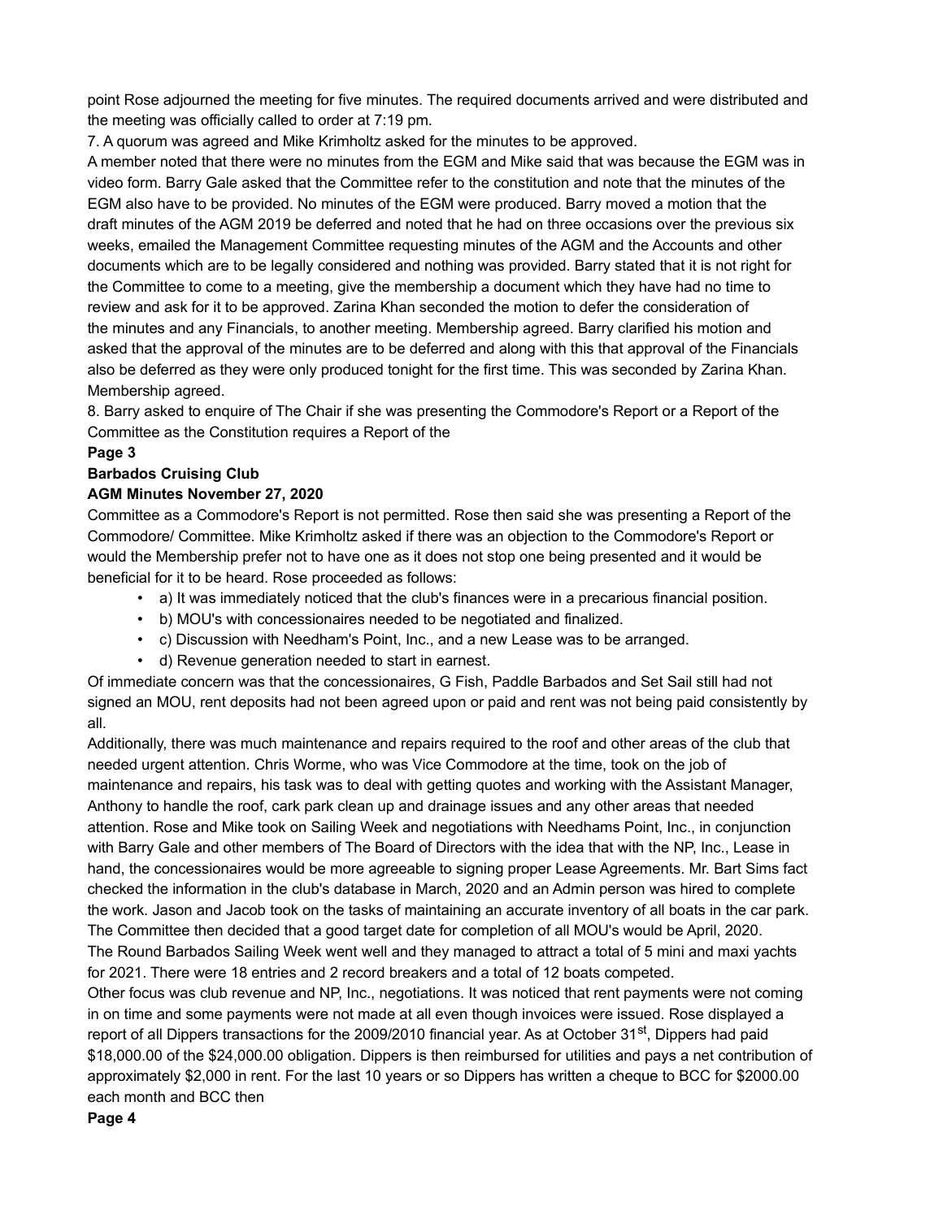point Rose adjourned the meeting for five minutes. The required documents arrived and were distributed and the meeting was officially called to order at 7:19 pm.

7. A quorum was agreed and Mike Krimholtz asked for the minutes to be approved.

A member noted that there were no minutes from the EGM and Mike said that was because the EGM was in video form. Barry Gale asked that the Committee refer to the constitution and note that the minutes of the EGM also have to be provided. No minutes of the EGM were produced. Barry moved a motion that the draft minutes of the AGM 2019 be deferred and noted that he had on three occasions over the previous six weeks, emailed the Management Committee requesting minutes of the AGM and the Accounts and other documents which are to be legally considered and nothing was provided. Barry stated that it is not right for the Committee to come to a meeting, give the membership a document which they have had no time to review and ask for it to be approved. Zarina Khan seconded the motion to defer the consideration of the minutes and any Financials, to another meeting. Membership agreed. Barry clarified his motion and asked that the approval of the minutes are to be deferred and along with this that approval of the Financials also be deferred as they were only produced tonight for the first time. This was seconded by Zarina Khan. Membership agreed.

8. Barry asked to enquire of The Chair if she was presenting the Commodore's Report or a Report of the Committee as the Constitution requires a Report of the Committee as a Commodore's Report is not permitted. Rose then said she was presenting a Report of the Commodore/ Committee. Mike Krimholtz asked if there was an objection to the Commodore's Report or would the Membership prefer not to have one as it does not stop one being presented and it would be beneficial for it to be heard. Rose proceeded as follows:

- a) It was immediately noticed that the club's finances were in a precarious financial position.
- b) MOU's with concessionaires needed to be negotiated and finalized.
- c) Discussion with Needham's Point, Inc., and a new Lease was to be arranged.
- d) Revenue generation needed to start in earnest.

Of immediate concern was that the concessionaires, G Fish, Paddle Barbados and Set Sail still had not signed an MOU, rent deposits had not been agreed upon or paid and rent was not being paid consistently by all.

Additionally, there was much maintenance and repairs required to the roof and other areas of the club that needed urgent attention. Chris Worme, who was Vice Commodore at the time, took on the job of maintenance and repairs, his task was to deal with getting quotes and working with the Assistant Manager, Anthony to handle the roof, cark park clean up and drainage issues and any other areas that needed attention. Rose and Mike took on Sailing Week and negotiations with Needhams Point, Inc., in conjunction with Barry Gale and other members of The Board of Directors with the idea that with the NP, Inc., Lease in hand, the concessionaires would be more agreeable to signing proper Lease Agreements. Mr. Bart Sims fact checked the information in the club's database in March, 2020 and an Admin person was hired to complete the work. Jason and Jacob took on the tasks of maintaining an accurate inventory of all boats in the car park. The Committee then decided that a good target date for completion of all MOU's would be April, 2020.

The Round Barbados Sailing Week went well and they managed to attract a total of 5 mini and maxi yachts for 2021. There were 18 entries and 2 record breakers and a total of 12 boats competed.

Other focus was club revenue and NP, Inc., negotiations. It was noticed that rent payments were not coming in on time and some payments were not made at all even though invoices were issued. Rose displayed a report of all Dippers transactions for the 2009/2010 financial year. As at October 31st, Dippers had paid $18,000.00 of the $24,000.00 obligation. Dippers is then reimbursed for utilities and pays a net contribution of approximately $2,000 in rent. For the last 10 years or so Dippers has written a cheque to BCC for $2000.00 each month and BCC then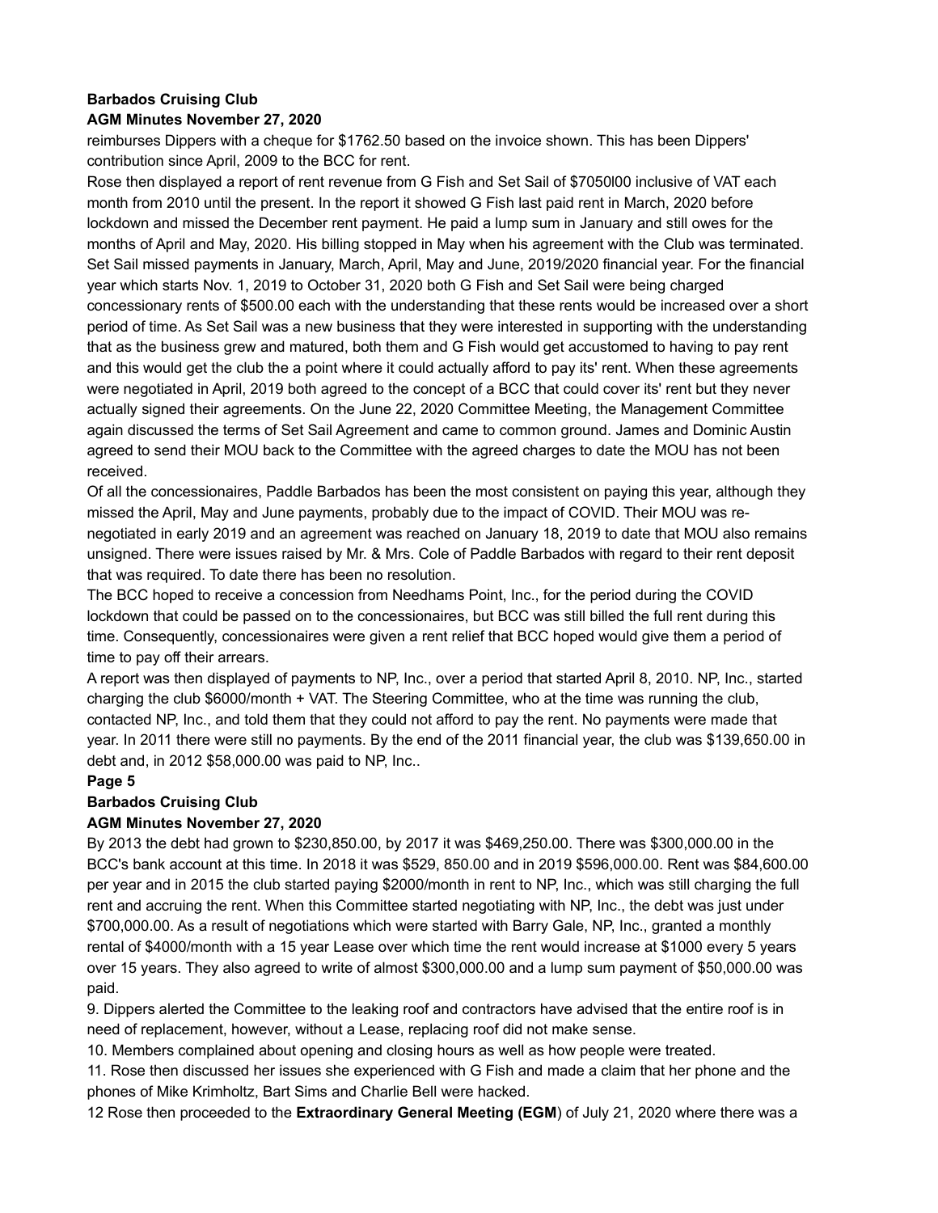reimburses Dippers with a cheque for $1762.50 based on the invoice shown. This has been Dippers' contribution since April, 2009 to the BCC for rent.

Rose then displayed a report of rent revenue from G Fish and Set Sail of $7050l00 inclusive of VAT each month from 2010 until the present. In the report it showed G Fish last paid rent in March, 2020 before lockdown and missed the December rent payment. He paid a lump sum in January and still owes for the months of April and May, 2020. His billing stopped in May when his agreement with the Club was terminated. Set Sail missed payments in January, March, April, May and June, 2019/2020 financial year. For the financial year which starts Nov. 1, 2019 to October 31, 2020 both G Fish and Set Sail were being charged concessionary rents of $500.00 each with the understanding that these rents would be increased over a short period of time. As Set Sail was a new business that they were interested in supporting with the understanding that as the business grew and matured, both them and G Fish would get accustomed to having to pay rent and this would get the club the a point where it could actually afford to pay its' rent. When these agreements were negotiated in April, 2019 both agreed to the concept of a BCC that could cover its' rent but they never actually signed their agreements. On the June 22, 2020 Committee Meeting, the Management Committee again discussed the terms of Set Sail Agreement and came to common ground. James and Dominic Austin agreed to send their MOU back to the Committee with the agreed charges to date the MOU has not been received.

Of all the concessionaires, Paddle Barbados has been the most consistent on paying this year, although they missed the April, May and June payments, probably due to the impact of COVID. Their MOU was re-negotiated in early 2019 and an agreement was reached on January 18, 2019 to date that MOU also remains unsigned. There were issues raised by Mr. & Mrs. Cole of Paddle Barbados with regard to their rent deposit that was required. To date there has been no resolution.

The BCC hoped to receive a concession from Needhams Point, Inc., for the period during the COVID lockdown that could be passed on to the concessionaires, but BCC was still billed the full rent during this time. Consequently, concessionaires were given a rent relief that BCC hoped would give them a period of time to pay off their arrears.

A report was then displayed of payments to NP, Inc., over a period that started April 8, 2010. NP, Inc., started charging the club $6000/month + VAT. The Steering Committee, who at the time was running the club, contacted NP, Inc., and told them that they could not afford to pay the rent. No payments were made that year. In 2011 there were still no payments. By the end of the 2011 financial year, the club was $139,650.00 in debt and, in 2012 $58,000.00 was paid to NP, Inc..

By 2013 the debt had grown to $230,850.00, by 2017 it was $469,250.00. There was $300,000.00 in the BCC's bank account at this time. In 2018 it was $529, 850.00 and in 2019 $596,000.00. Rent was $84,600.00 per year and in 2015 the club started paying $2000/month in rent to NP, Inc., which was still charging the full rent and accruing the rent. When this Committee started negotiating with NP, Inc., the debt was just under $700,000.00. As a result of negotiations which were started with Barry Gale, NP, Inc., granted a monthly rental of $4000/month with a 15 year Lease over which time the rent would increase at $1000 every 5 years over 15 years. They also agreed to write of almost $300,000.00 and a lump sum payment of $50,000.00 was paid.

9. Dippers alerted the Committee to the leaking roof and contractors have advised that the entire roof is in need of replacement, however, without a Lease, replacing roof did not make sense.

10. Members complained about opening and closing hours as well as how people were treated.

11. Rose then discussed her issues she experienced with G Fish and made a claim that her phone and the phones of Mike Krimholtz, Bart Sims and Charlie Bell were hacked.

12 Rose then proceeded to the **Extraordinary General Meeting (EGM**) of July 21, 2020 where there was a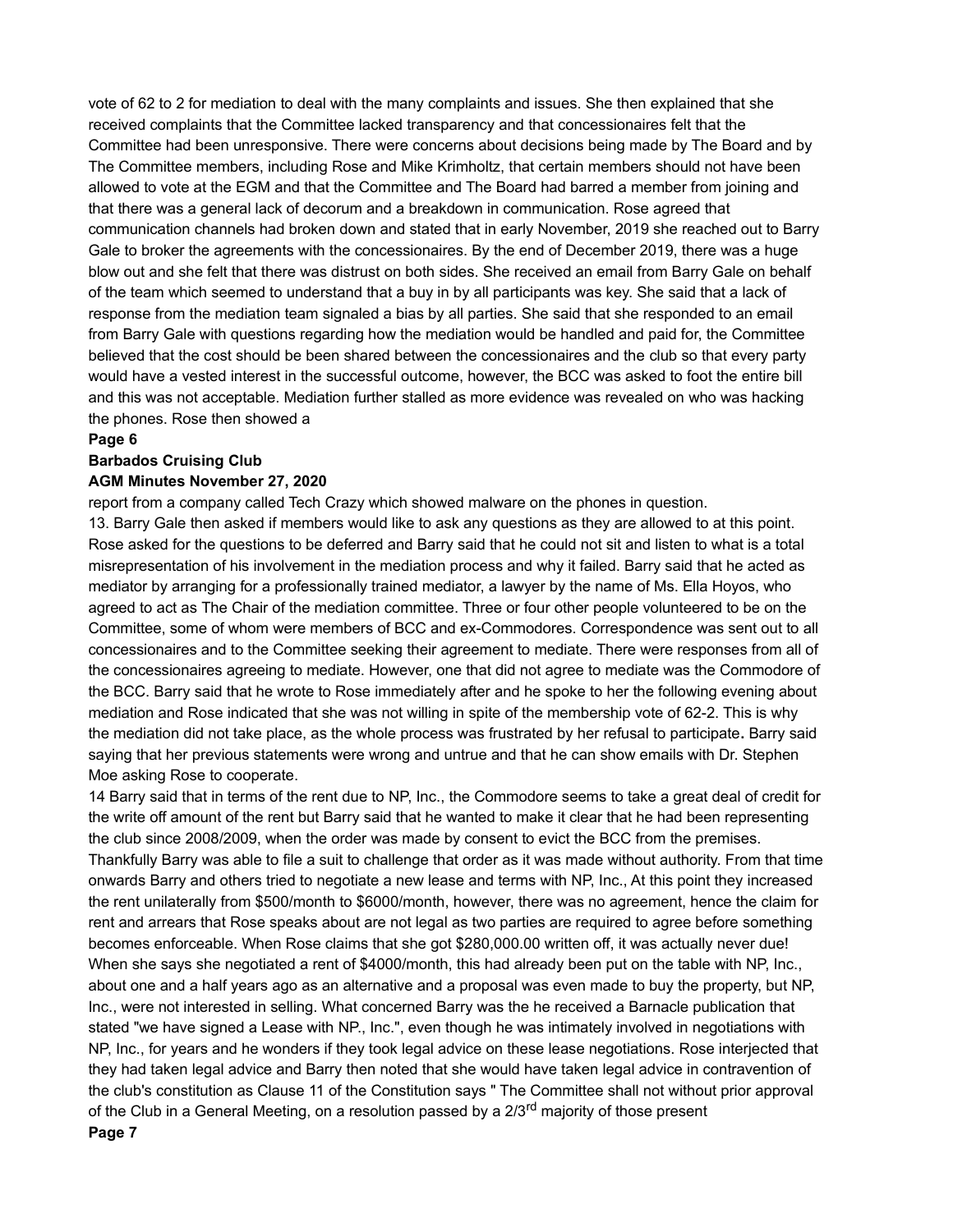vote of 62 to 2 for mediation to deal with the many complaints and issues. She then explained that she received complaints that the Committee lacked transparency and that concessionaires felt that the Committee had been unresponsive. There were concerns about decisions being made by The Board and by The Committee members, including Rose and Mike Krimholtz, that certain members should not have been allowed to vote at the EGM and that the Committee and The Board had barred a member from joining and that there was a general lack of decorum and a breakdown in communication. Rose agreed that communication channels had broken down and stated that in early November, 2019 she reached out to Barry Gale to broker the agreements with the concessionaires. By the end of December 2019, there was a huge blow out and she felt that there was distrust on both sides. She received an email from Barry Gale on behalf of the team which seemed to understand that a buy in by all participants was key. She said that a lack of response from the mediation team signaled a bias by all parties. She said that she responded to an email from Barry Gale with questions regarding how the mediation would be handled and paid for, the Committee believed that the cost should be been shared between the concessionaires and the club so that every party would have a vested interest in the successful outcome, however, the BCC was asked to foot the entire bill and this was not acceptable. Mediation further stalled as more evidence was revealed on who was hacking the phones. Rose then showed a report from a company called Tech Crazy which showed malware on the phones in question.

13. Barry Gale then asked if members would like to ask any questions as they are allowed to at this point. Rose asked for the questions to be deferred and Barry said that he could not sit and listen to what is a total misrepresentation of his involvement in the mediation process and why it failed. Barry said that he acted as mediator by arranging for a professionally trained mediator, a lawyer by the name of Ms. Ella Hoyos, who agreed to act as The Chair of the mediation committee. Three or four other people volunteered to be on the Committee, some of whom were members of BCC and ex-Commodores. Correspondence was sent out to all concessionaires and to the Committee seeking their agreement to mediate. There were responses from all of the concessionaires agreeing to mediate. However, one that did not agree to mediate was the Commodore of the BCC. Barry said that he wrote to Rose immediately after and he spoke to her the following evening about mediation and Rose indicated that she was not willing in spite of the membership vote of 62-2. This is why the mediation did not take place, as the whole process was frustrated by her refusal to participate**.** Barry said saying that her previous statements were wrong and untrue and that he can show emails with Dr. Stephen Moe asking Rose to cooperate.

14 Barry said that in terms of the rent due to NP, Inc., the Commodore seems to take a great deal of credit for the write off amount of the rent but Barry said that he wanted to make it clear that he had been representing the club since 2008/2009, when the order was made by consent to evict the BCC from the premises. Thankfully Barry was able to file a suit to challenge that order as it was made without authority. From that time onwards Barry and others tried to negotiate a new lease and terms with NP, Inc., At this point they increased the rent unilaterally from $500/month to $6000/month, however, there was no agreement, hence the claim for rent and arrears that Rose speaks about are not legal as two parties are required to agree before something becomes enforceable. When Rose claims that she got $280,000.00 written off, it was actually never due! When she says she negotiated a rent of $4000/month, this had already been put on the table with NP, Inc., about one and a half years ago as an alternative and a proposal was even made to buy the property, but NP, Inc., were not interested in selling. What concerned Barry was the he received a Barnacle publication that stated "we have signed a Lease with NP., Inc.", even though he was intimately involved in negotiations with NP, Inc., for years and he wonders if they took legal advice on these lease negotiations. Rose interjected that they had taken legal advice and Barry then noted that she would have taken legal advice in contravention of the club's constitution as Clause 11 of the Constitution says " The Committee shall not without prior approval of the Club in a General Meeting, on a resolution passed by a 2/3rd majority of those present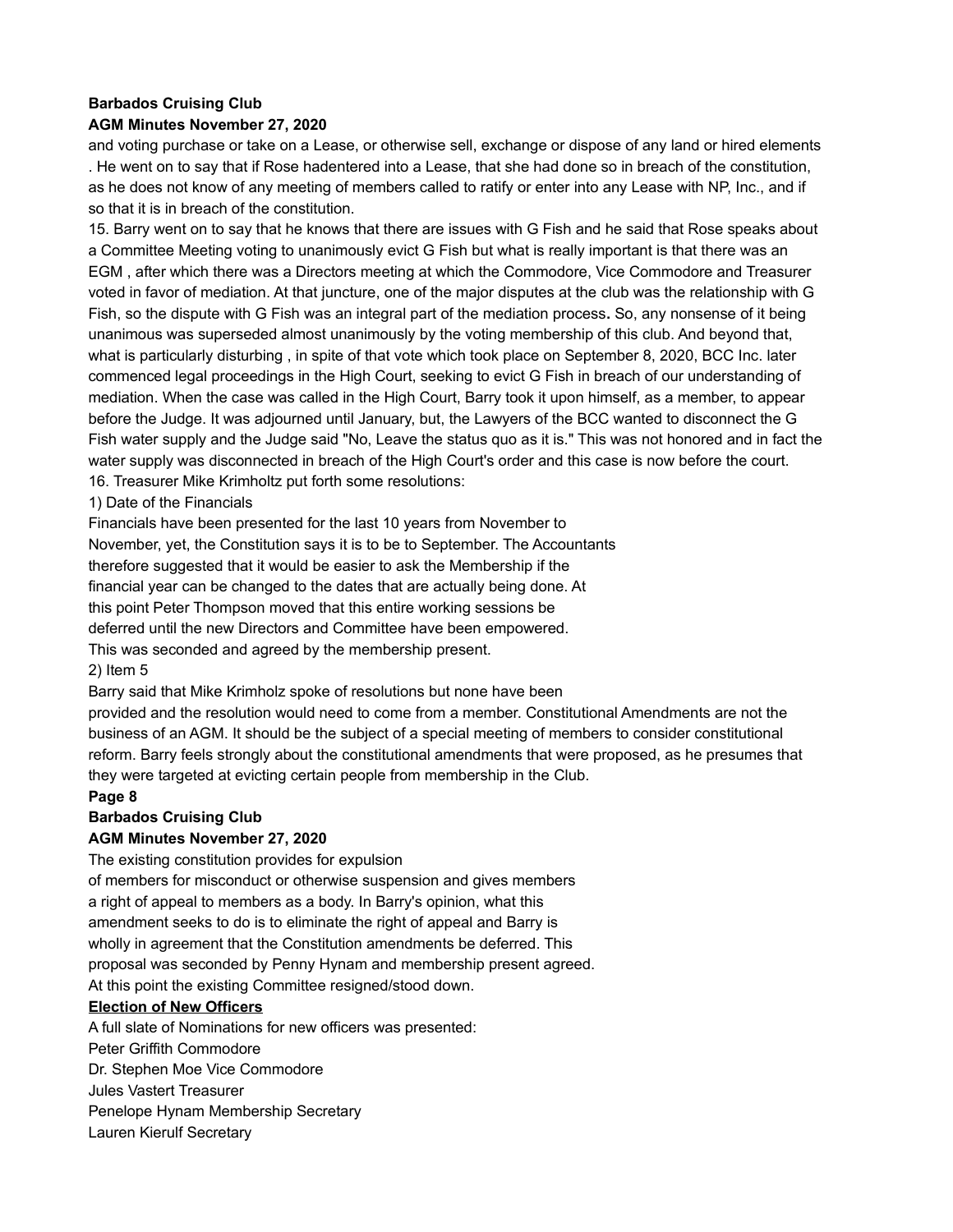and voting purchase or take on a Lease, or otherwise sell, exchange or dispose of any land or hired elements . He went on to say that if Rose hadentered into a Lease, that she had done so in breach of the constitution, as he does not know of any meeting of members called to ratify or enter into any Lease with NP, Inc., and if so that it is in breach of the constitution.

15. Barry went on to say that he knows that there are issues with G Fish and he said that Rose speaks about a Committee Meeting voting to unanimously evict G Fish but what is really important is that there was an EGM , after which there was a Directors meeting at which the Commodore, Vice Commodore and Treasurer voted in favor of mediation. At that juncture, one of the major disputes at the club was the relationship with G Fish, so the dispute with G Fish was an integral part of the mediation process**.** So, any nonsense of it being unanimous was superseded almost unanimously by the voting membership of this club. And beyond that, what is particularly disturbing , in spite of that vote which took place on September 8, 2020, BCC Inc. later commenced legal proceedings in the High Court, seeking to evict G Fish in breach of our understanding of mediation. When the case was called in the High Court, Barry took it upon himself, as a member, to appear before the Judge. It was adjourned until January, but, the Lawyers of the BCC wanted to disconnect the G Fish water supply and the Judge said "No, Leave the status quo as it is." This was not honored and in fact the water supply was disconnected in breach of the High Court's order and this case is now before the court.

16. Treasurer Mike Krimholtz put forth some resolutions:

1) Date of the Financials

Financials have been presented for the last 10 years from November to November, yet, the Constitution says it is to be to September. The Accountants therefore suggested that it would be easier to ask the Membership if the financial year can be changed to the dates that are actually being done. At this point Peter Thompson moved that this entire working sessions be deferred until the new Directors and Committee have been empowered. This was seconded and agreed by the membership present.

2) Item 5

Barry said that Mike Krimholz spoke of resolutions but none have been provided and the resolution would need to come from a member. Constitutional Amendments are not the business of an AGM. It should be the subject of a special meeting of members to consider constitutional reform. Barry feels strongly about the constitutional amendments that were proposed, as he presumes that they were targeted at evicting certain people from membership in the Club.

The existing constitution provides for expulsion of members for misconduct or otherwise suspension and gives members a right of appeal to members as a body. In Barry's opinion, what this amendment seeks to do is to eliminate the right of appeal and Barry is wholly in agreement that the Constitution amendments be deferred. This proposal was seconded by Penny Hynam and membership present agreed.

At this point the existing Committee resigned/stood down.

**Election of New Officers**

A full slate of Nominations for new officers was presented:

Peter Griffith Commodore

Dr. Stephen Moe Vice Commodore

Jules Vastert Treasurer

Penelope Hynam Membership Secretary

Lauren Kierulf Secretary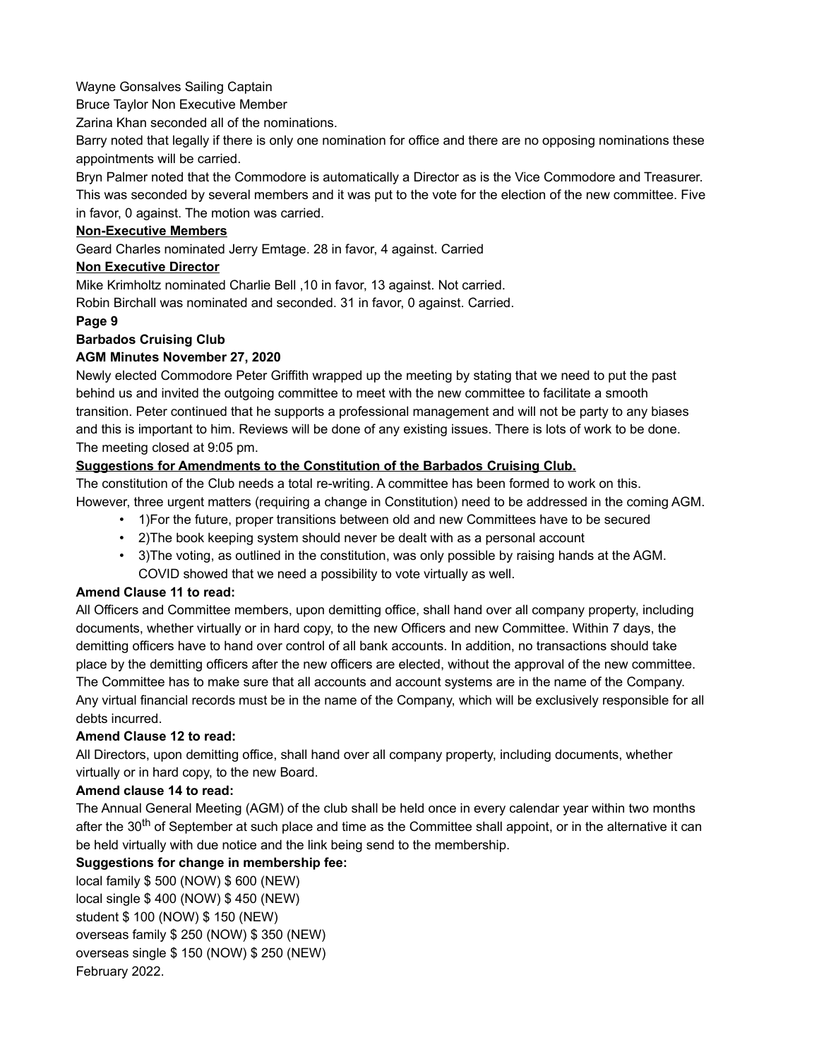Wayne Gonsalves Sailing Captain

Bruce Taylor Non Executive Member

Zarina Khan seconded all of the nominations.

Barry noted that legally if there is only one nomination for office and there are no opposing nominations these appointments will be carried.

Bryn Palmer noted that the Commodore is automatically a Director as is the Vice Commodore and Treasurer. This was seconded by several members and it was put to the vote for the election of the new committee. Five in favor, 0 against. The motion was carried.

**Non-Executive Members**

Geard Charles nominated Jerry Emtage. 28 in favor, 4 against. Carried

**Non Executive Director**

Mike Krimholtz nominated Charlie Bell ,10 in favor, 13 against. Not carried.

Robin Birchall was nominated and seconded. 31 in favor, 0 against. Carried.

**Page 9**

**Barbados Cruising Club**

**AGM Minutes November 27, 2020**

Newly elected Commodore Peter Griffith wrapped up the meeting by stating that we need to put the past behind us and invited the outgoing committee to meet with the new committee to facilitate a smooth transition. Peter continued that he supports a professional management and will not be party to any biases and this is important to him. Reviews will be done of any existing issues. There is lots of work to be done. The meeting closed at 9:05 pm.

**Suggestions for Amendments to the Constitution of the Barbados Cruising Club.**

The constitution of the Club needs a total re-writing. A committee has been formed to work on this. However, three urgent matters (requiring a change in Constitution) need to be addressed in the coming AGM.

- 1)For the future, proper transitions between old and new Committees have to be secured
- 2)The book keeping system should never be dealt with as a personal account
- 3)The voting, as outlined in the constitution, was only possible by raising hands at the AGM. COVID showed that we need a possibility to vote virtually as well.

**Amend Clause 11 to read:**

All Officers and Committee members, upon demitting office, shall hand over all company property, including documents, whether virtually or in hard copy, to the new Officers and new Committee. Within 7 days, the demitting officers have to hand over control of all bank accounts. In addition, no transactions should take place by the demitting officers after the new officers are elected, without the approval of the new committee. The Committee has to make sure that all accounts and account systems are in the name of the Company. Any virtual financial records must be in the name of the Company, which will be exclusively responsible for all debts incurred.

**Amend Clause 12 to read:**

All Directors, upon demitting office, shall hand over all company property, including documents, whether virtually or in hard copy, to the new Board.

**Amend clause 14 to read:**

The Annual General Meeting (AGM) of the club shall be held once in every calendar year within two months after the 30th of September at such place and time as the Committee shall appoint, or in the alternative it can be held virtually with due notice and the link being send to the membership.

**Suggestions for change in membership fee:**

local family $ 500 (NOW) $ 600 (NEW)

local single $ 400 (NOW) $ 450 (NEW)

student $ 100 (NOW) $ 150 (NEW)

overseas family $ 250 (NOW) $ 350 (NEW)

overseas single $ 150 (NOW) $ 250 (NEW)

February 2022.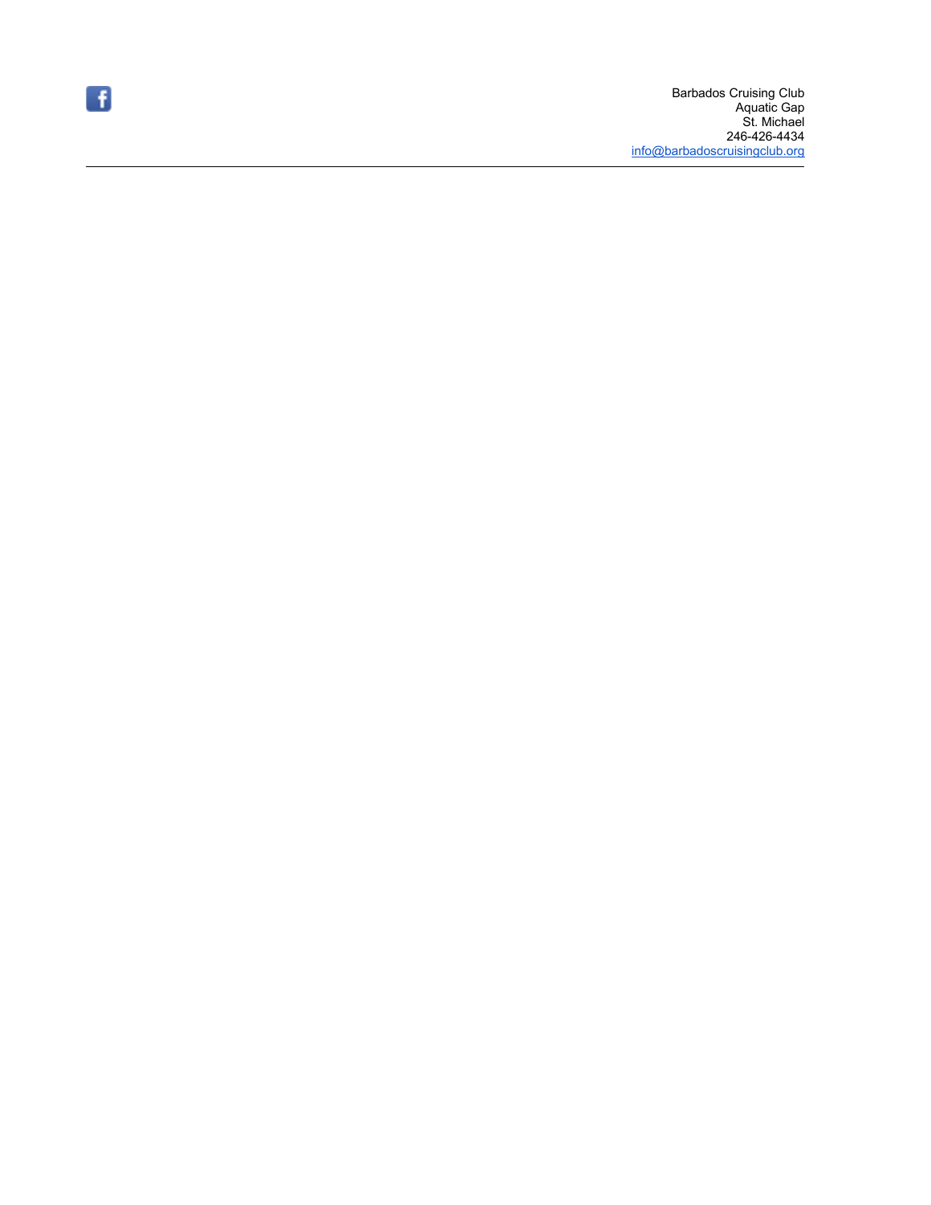Barbados Cruising Club
Aquatic Gap
St. Michael
246-426-4434
info@barbadoscruisingclub.org

---